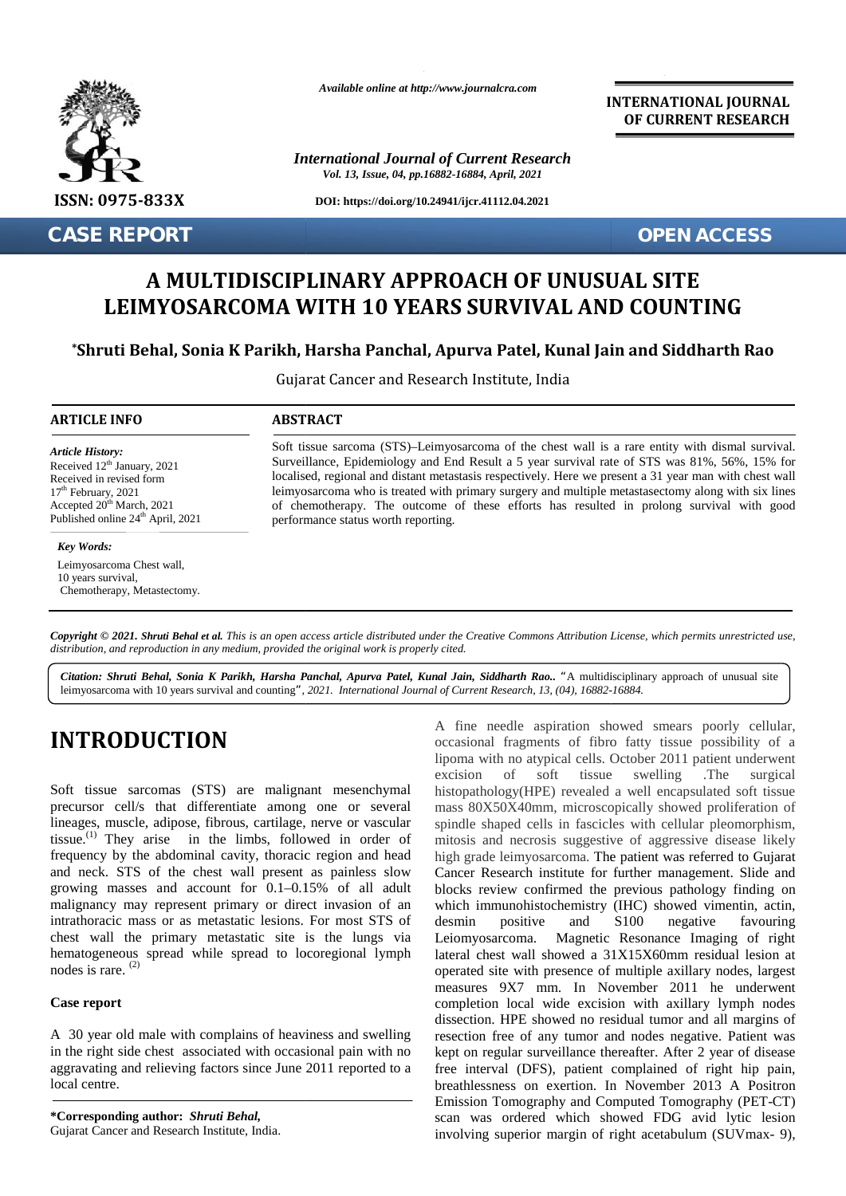*Available online at http://www.journalcra.com*

**INTERNATIONAL JOURNAL OF CURRENT RESEARCH**

*International Journal of Current Research*
*Vol. 13, Issue, 04, pp.16882-16884, April, 2021*

**DOI: https://doi.org/10.24941/ijcr.41112.04.2021**

**ISSN: 0975-833X**

**CASE REPORT** **OPEN ACCESS**

# A MULTIDISCIPLINARY APPROACH OF UNUSUAL SITE LEIMYOSARCOMA WITH 10 YEARS SURVIVAL AND COUNTING

**\*Shruti Behal, Sonia K Parikh, Harsha Panchal, Apurva Patel, Kunal Jain and Siddharth Rao**

Gujarat Cancer and Research Institute, India

**ARTICLE INFO**

***Article History:***
Received 12th January, 2021
Received in revised form
17th February, 2021
Accepted 20th March, 2021
Published online 24th April, 2021

***Key Words:***
Leimyosarcoma Chest wall,
10 years survival,
Chemotherapy, Metastectomy.

**ABSTRACT**

Soft tissue sarcoma (STS)–Leimyosarcoma of the chest wall is a rare entity with dismal survival. Surveillance, Epidemiology and End Result a 5 year survival rate of STS was 81%, 56%, 15% for localised, regional and distant metastasis respectively. Here we present a 31 year man with chest wall leimyosarcoma who is treated with primary surgery and multiple metastasectomy along with six lines of chemotherapy. The outcome of these efforts has resulted in prolong survival with good performance status worth reporting.

*Copyright © 2021. Shruti Behal et al. This is an open access article distributed under the Creative Commons Attribution License, which permits unrestricted use, distribution, and reproduction in any medium, provided the original work is properly cited.*

***Citation: Shruti Behal, Sonia K Parikh, Harsha Panchal, Apurva Patel, Kunal Jain, Siddharth Rao..*** "A multidisciplinary approach of unusual site leimyosarcoma with 10 years survival and counting", *2021. International Journal of Current Research, 13, (04), 16882-16884.*

# INTRODUCTION

Soft tissue sarcomas (STS) are malignant mesenchymal precursor cell/s that differentiate among one or several lineages, muscle, adipose, fibrous, cartilage, nerve or vascular tissue.[1] They arise in the limbs, followed in order of frequency by the abdominal cavity, thoracic region and head and neck. STS of the chest wall present as painless slow growing masses and account for 0.1–0.15% of all adult malignancy may represent primary or direct invasion of an intrathoracic mass or as metastatic lesions. For most STS of chest wall the primary metastatic site is the lungs via hematogeneous spread while spread to locoregional lymph nodes is rare. [2]

## Case report

A 30 year old male with complains of heaviness and swelling in the right side chest associated with occasional pain with no aggravating and relieving factors since June 2011 reported to a local centre.

A fine needle aspiration showed smears poorly cellular, occasional fragments of fibro fatty tissue possibility of a lipoma with no atypical cells. October 2011 patient underwent excision of soft tissue swelling .The surgical histopathology(HPE) revealed a well encapsulated soft tissue mass 80X50X40mm, microscopically showed proliferation of spindle shaped cells in fascicles with cellular pleomorphism, mitosis and necrosis suggestive of aggressive disease likely high grade leimyosarcoma. The patient was referred to Gujarat Cancer Research institute for further management. Slide and blocks review confirmed the previous pathology finding on which immunohistochemistry (IHC) showed vimentin, actin, desmin positive and S100 negative favouring Leiomyosarcoma. Magnetic Resonance Imaging of right lateral chest wall showed a 31X15X60mm residual lesion at operated site with presence of multiple axillary nodes, largest measures 9X7 mm. In November 2011 he underwent completion local wide excision with axillary lymph nodes dissection. HPE showed no residual tumor and all margins of resection free of any tumor and nodes negative. Patient was kept on regular surveillance thereafter. After 2 year of disease free interval (DFS), patient complained of right hip pain, breathlessness on exertion. In November 2013 A Positron Emission Tomography and Computed Tomography (PET-CT) scan was ordered which showed FDG avid lytic lesion involving superior margin of right acetabulum (SUVmax- 9),

**\*Corresponding author: *Shruti Behal,***
Gujarat Cancer and Research Institute, India.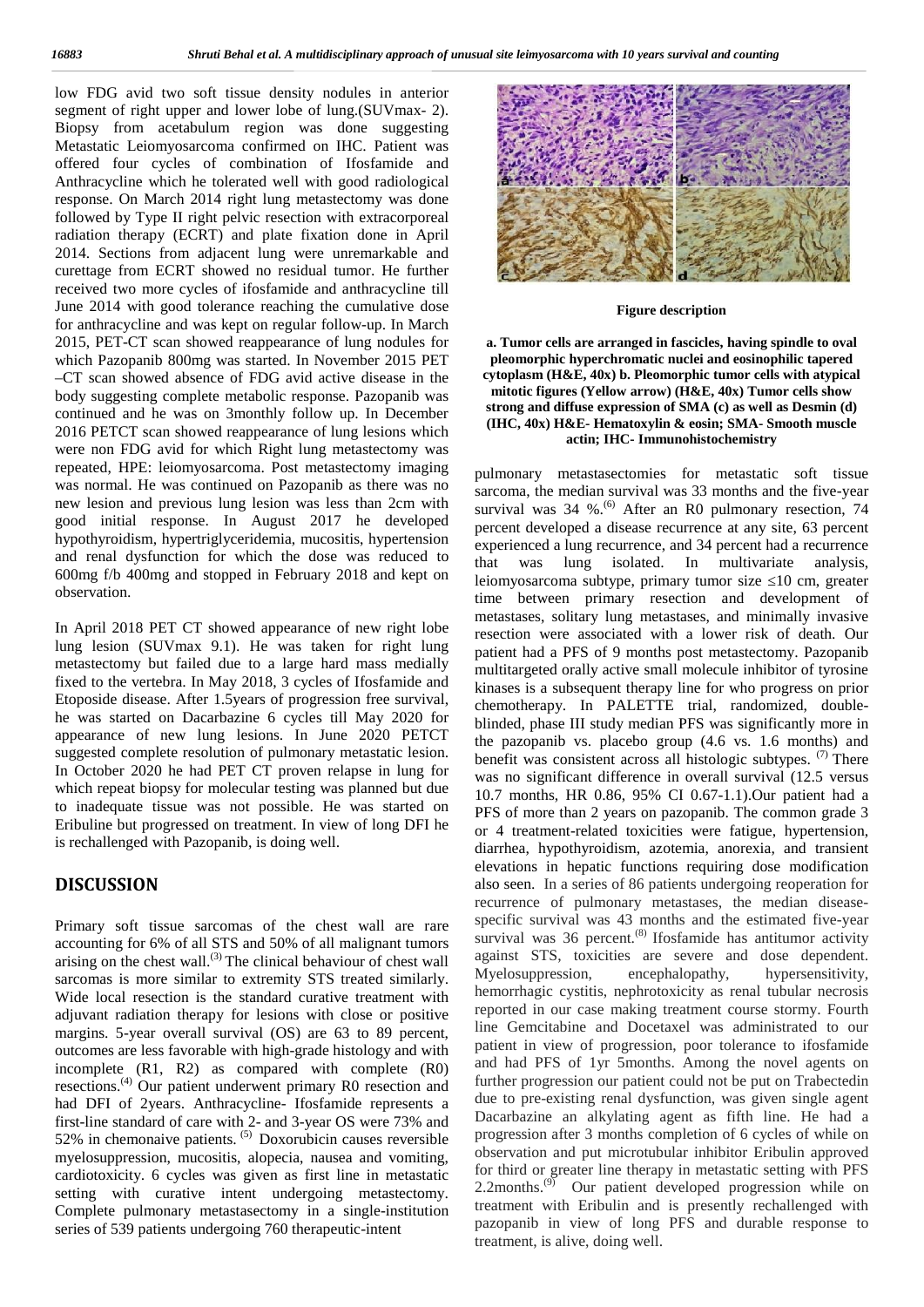low FDG avid two soft tissue density nodules in anterior segment of right upper and lower lobe of lung.(SUVmax- 2). Biopsy from acetabulum region was done suggesting Metastatic Leiomyosarcoma confirmed on IHC. Patient was offered four cycles of combination of Ifosfamide and Anthracycline which he tolerated well with good radiological response. On March 2014 right lung metastectomy was done followed by Type II right pelvic resection with extracorporeal radiation therapy (ECRT) and plate fixation done in April 2014. Sections from adjacent lung were unremarkable and curettage from ECRT showed no residual tumor. He further received two more cycles of ifosfamide and anthracycline till June 2014 with good tolerance reaching the cumulative dose for anthracycline and was kept on regular follow-up. In March 2015, PET-CT scan showed reappearance of lung nodules for which Pazopanib 800mg was started. In November 2015 PET –CT scan showed absence of FDG avid active disease in the body suggesting complete metabolic response. Pazopanib was continued and he was on 3monthly follow up. In December 2016 PETCT scan showed reappearance of lung lesions which were non FDG avid for which Right lung metastectomy was repeated, HPE: leiomyosarcoma. Post metastectomy imaging was normal. He was continued on Pazopanib as there was no new lesion and previous lung lesion was less than 2cm with good initial response. In August 2017 he developed hypothyroidism, hypertriglyceridemia, mucositis, hypertension and renal dysfunction for which the dose was reduced to 600mg f/b 400mg and stopped in February 2018 and kept on observation.

In April 2018 PET CT showed appearance of new right lobe lung lesion (SUVmax 9.1). He was taken for right lung metastectomy but failed due to a large hard mass medially fixed to the vertebra. In May 2018, 3 cycles of Ifosfamide and Etoposide disease. After 1.5years of progression free survival, he was started on Dacarbazine 6 cycles till May 2020 for appearance of new lung lesions. In June 2020 PETCT suggested complete resolution of pulmonary metastatic lesion. In October 2020 he had PET CT proven relapse in lung for which repeat biopsy for molecular testing was planned but due to inadequate tissue was not possible. He was started on Eribuline but progressed on treatment. In view of long DFI he is rechallenged with Pazopanib, is doing well.

## DISCUSSION

Primary soft tissue sarcomas of the chest wall are rare accounting for 6% of all STS and 50% of all malignant tumors arising on the chest wall.[3] The clinical behaviour of chest wall sarcomas is more similar to extremity STS treated similarly. Wide local resection is the standard curative treatment with adjuvant radiation therapy for lesions with close or positive margins. 5-year overall survival (OS) are 63 to 89 percent, outcomes are less favorable with high-grade histology and with incomplete (R1, R2) as compared with complete (R0) resections.[4] Our patient underwent primary R0 resection and had DFI of 2years. Anthracycline- Ifosfamide represents a first-line standard of care with 2- and 3-year OS were 73% and 52% in chemonaive patients. [5] Doxorubicin causes reversible myelosuppression, mucositis, alopecia, nausea and vomiting, cardiotoxicity. 6 cycles was given as first line in metastatic setting with curative intent undergoing metastectomy. Complete pulmonary metastasectomy in a single-institution series of 539 patients undergoing 760 therapeutic-intent

**Figure description**

**a. Tumor cells are arranged in fascicles, having spindle to oval pleomorphic hyperchromatic nuclei and eosinophilic tapered cytoplasm (H&E, 40x) b. Pleomorphic tumor cells with atypical mitotic figures (Yellow arrow) (H&E, 40x) Tumor cells show strong and diffuse expression of SMA (c) as well as Desmin (d) (IHC, 40x) H&E- Hematoxylin & eosin; SMA- Smooth muscle actin; IHC- Immunohistochemistry**

pulmonary metastasectomies for metastatic soft tissue sarcoma, the median survival was 33 months and the five-year survival was 34 %.[6] After an R0 pulmonary resection, 74 percent developed a disease recurrence at any site, 63 percent experienced a lung recurrence, and 34 percent had a recurrence that was lung isolated. In multivariate analysis, leiomyosarcoma subtype, primary tumor size ≤10 cm, greater time between primary resection and development of metastases, solitary lung metastases, and minimally invasive resection were associated with a lower risk of death. Our patient had a PFS of 9 months post metastectomy. Pazopanib multitargeted orally active small molecule inhibitor of tyrosine kinases is a subsequent therapy line for who progress on prior chemotherapy. In PALETTE trial, randomized, double-blinded, phase III study median PFS was significantly more in the pazopanib vs. placebo group (4.6 vs. 1.6 months) and benefit was consistent across all histologic subtypes. [7] There was no significant difference in overall survival (12.5 versus 10.7 months, HR 0.86, 95% CI 0.67-1.1).Our patient had a PFS of more than 2 years on pazopanib. The common grade 3 or 4 treatment-related toxicities were fatigue, hypertension, diarrhea, hypothyroidism, azotemia, anorexia, and transient elevations in hepatic functions requiring dose modification also seen. In a series of 86 patients undergoing reoperation for recurrence of pulmonary metastases, the median disease-specific survival was 43 months and the estimated five-year survival was 36 percent.[8] Ifosfamide has antitumor activity against STS, toxicities are severe and dose dependent. Myelosuppression, encephalopathy, hypersensitivity, hemorrhagic cystitis, nephrotoxicity as renal tubular necrosis reported in our case making treatment course stormy. Fourth line Gemcitabine and Docetaxel was administrated to our patient in view of progression, poor tolerance to ifosfamide and had PFS of 1yr 5months. Among the novel agents on further progression our patient could not be put on Trabectedin due to pre-existing renal dysfunction, was given single agent Dacarbazine an alkylating agent as fifth line. He had a progression after 3 months completion of 6 cycles of while on observation and put microtubular inhibitor Eribulin approved for third or greater line therapy in metastatic setting with PFS 2.2months.[9] Our patient developed progression while on treatment with Eribulin and is presently rechallenged with pazopanib in view of long PFS and durable response to treatment, is alive, doing well.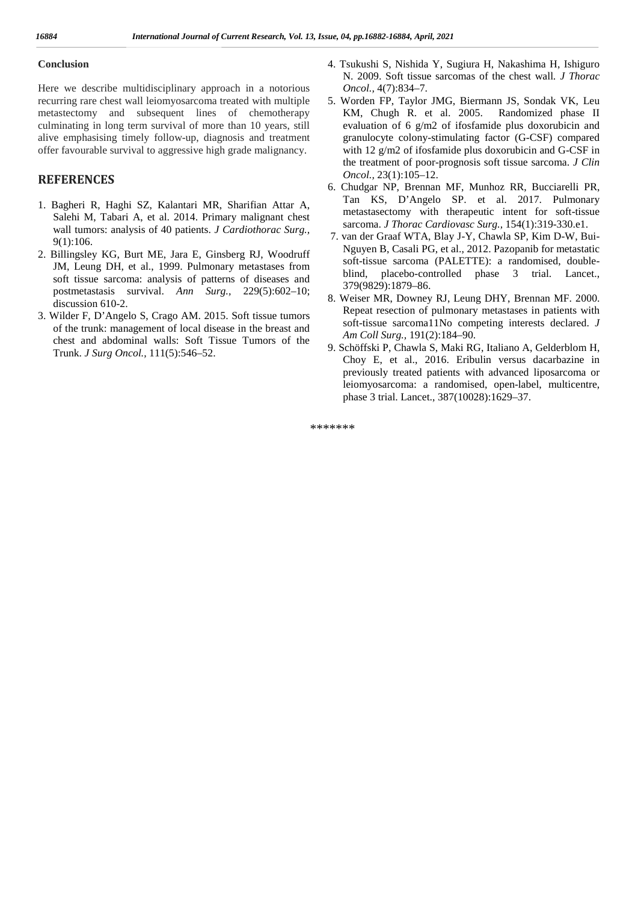## Conclusion

Here we describe multidisciplinary approach in a notorious recurring rare chest wall leiomyosarcoma treated with multiple metastectomy and subsequent lines of chemotherapy culminating in long term survival of more than 10 years, still alive emphasising timely follow-up, diagnosis and treatment offer favourable survival to aggressive high grade malignancy.

## REFERENCES

1. Bagheri R, Haghi SZ, Kalantari MR, Sharifian Attar A, Salehi M, Tabari A, et al. 2014. Primary malignant chest wall tumors: analysis of 40 patients. *J Cardiothorac Surg.*, 9(1):106.
2. Billingsley KG, Burt ME, Jara E, Ginsberg RJ, Woodruff JM, Leung DH, et al., 1999. Pulmonary metastases from soft tissue sarcoma: analysis of patterns of diseases and postmetastasis survival. *Ann Surg.*, 229(5):602–10; discussion 610-2.
3. Wilder F, D'Angelo S, Crago AM. 2015. Soft tissue tumors of the trunk: management of local disease in the breast and chest and abdominal walls: Soft Tissue Tumors of the Trunk. *J Surg Oncol.*, 111(5):546–52.
4. Tsukushi S, Nishida Y, Sugiura H, Nakashima H, Ishiguro N. 2009. Soft tissue sarcomas of the chest wall. *J Thorac Oncol.*, 4(7):834–7.
5. Worden FP, Taylor JMG, Biermann JS, Sondak VK, Leu KM, Chugh R. et al. 2005. Randomized phase II evaluation of 6 g/m2 of ifosfamide plus doxorubicin and granulocyte colony-stimulating factor (G-CSF) compared with 12 g/m2 of ifosfamide plus doxorubicin and G-CSF in the treatment of poor-prognosis soft tissue sarcoma. *J Clin Oncol.*, 23(1):105–12.
6. Chudgar NP, Brennan MF, Munhoz RR, Bucciarelli PR, Tan KS, D'Angelo SP. et al. 2017. Pulmonary metastasectomy with therapeutic intent for soft-tissue sarcoma. *J Thorac Cardiovasc Surg.*, 154(1):319-330.e1.
7. van der Graaf WTA, Blay J-Y, Chawla SP, Kim D-W, Bui-Nguyen B, Casali PG, et al., 2012. Pazopanib for metastatic soft-tissue sarcoma (PALETTE): a randomised, double-blind, placebo-controlled phase 3 trial. Lancet., 379(9829):1879–86.
8. Weiser MR, Downey RJ, Leung DHY, Brennan MF. 2000. Repeat resection of pulmonary metastases in patients with soft-tissue sarcoma11No competing interests declared. *J Am Coll Surg.*, 191(2):184–90.
9. Schöffski P, Chawla S, Maki RG, Italiano A, Gelderblom H, Choy E, et al., 2016. Eribulin versus dacarbazine in previously treated patients with advanced liposarcoma or leiomyosarcoma: a randomised, open-label, multicentre, phase 3 trial. Lancet., 387(10028):1629–37.

*******